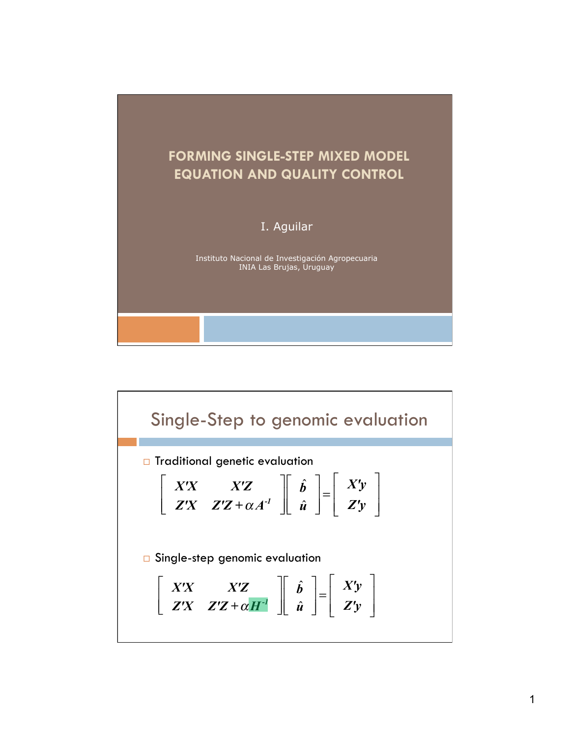# FORMING SINGLE-STEP MIXED MODEL EQUATION AND QUALITY CONTROL

I. Aguilar

Instituto Nacional de Investigación Agropecuaria
INIA Las Brujas, Uruguay

## Single-Step to genomic evaluation

- Traditional genetic evaluation

$$\begin{bmatrix} X'X & X'Z \\ Z'X & Z'Z + \alpha A^{-1} \end{bmatrix} \begin{bmatrix} \hat{b} \\ \hat{u} \end{bmatrix} = \begin{bmatrix} X'y \\ Z'y \end{bmatrix}$$

- Single-step genomic evaluation

$$\begin{bmatrix} X'X & X'Z \\ Z'X & Z'Z + \alpha H^{-1} \end{bmatrix} \begin{bmatrix} \hat{b} \\ \hat{u} \end{bmatrix} = \begin{bmatrix} X'y \\ Z'y \end{bmatrix}$$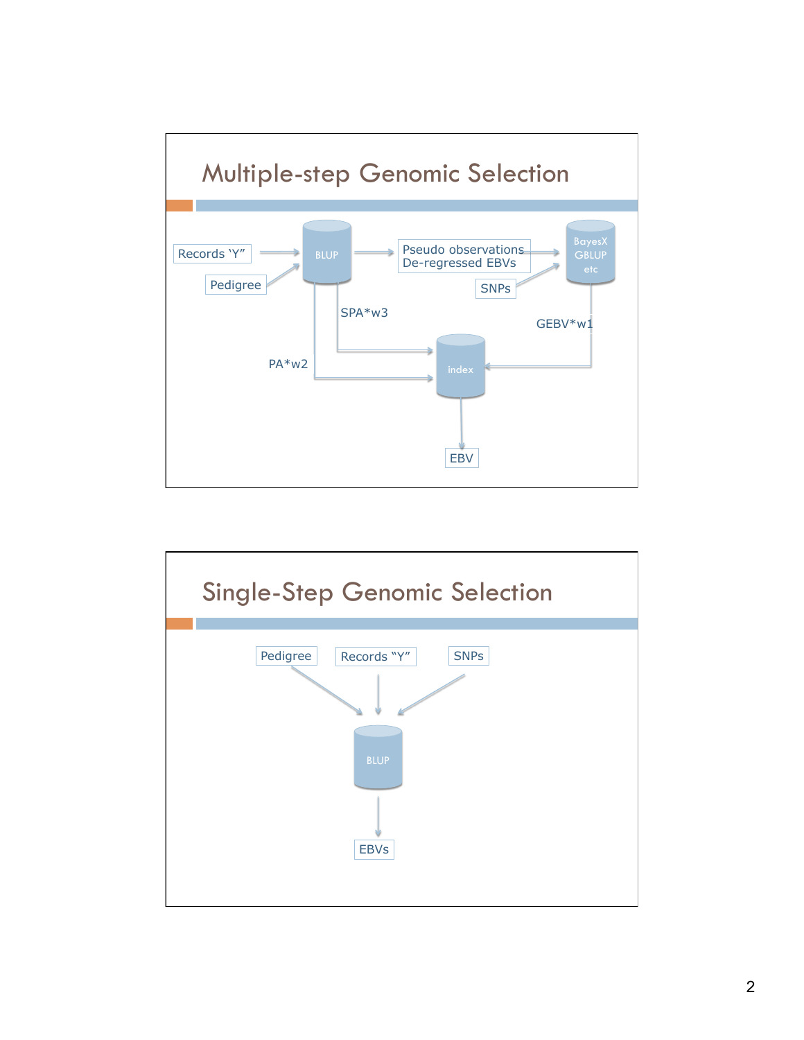# Multiple-step Genomic Selection

Records 'Y"

Pedigree

BLUP

Pseudo observations
De-regressed EBVs

SNPs

BayesX
GBLUP
etc

SPA*w3

GEBV*w1

PA*w2

index

EBV

# Single-Step Genomic Selection

Pedigree

Records "Y"

SNPs

BLUP

EBVs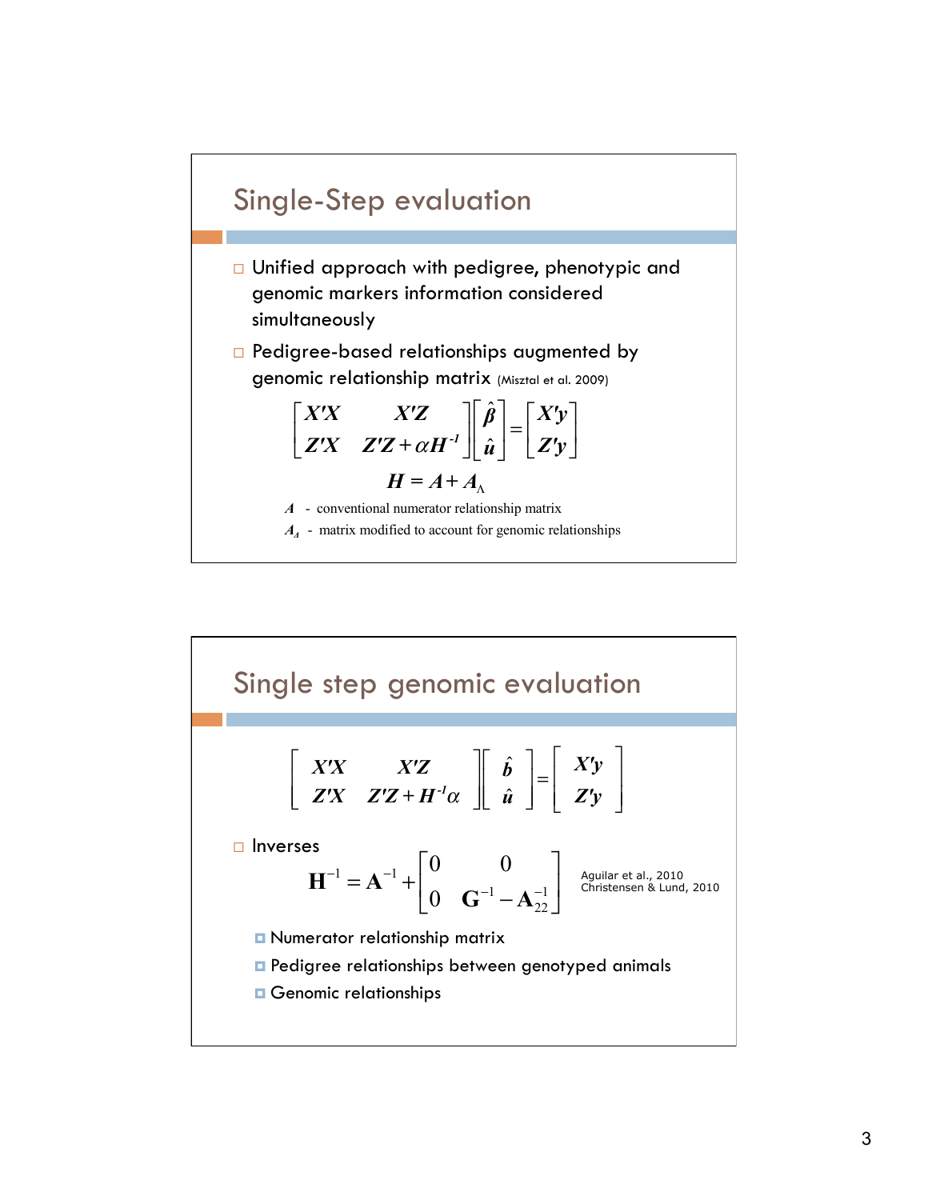## Single-Step evaluation

- Unified approach with pedigree, phenotypic and genomic markers information considered simultaneously
- Pedigree-based relationships augmented by genomic relationship matrix (Misztal et al. 2009)

$$\begin{bmatrix} X'X & X'Z \\ Z'X & Z'Z + \alpha H^{-1} \end{bmatrix} \begin{bmatrix} \hat{\beta} \\ \hat{u} \end{bmatrix} = \begin{bmatrix} X'y \\ Z'y \end{bmatrix}$$

$$H = A + A_{\Delta}$$

$A$ - conventional numerator relationship matrix

$A_{\Delta}$ - matrix modified to account for genomic relationships

## Single step genomic evaluation

$$\begin{bmatrix} X'X & X'Z \\ Z'X & Z'Z + H^{-1}\alpha \end{bmatrix} \begin{bmatrix} \hat{b} \\ \hat{u} \end{bmatrix} = \begin{bmatrix} X'y \\ Z'y \end{bmatrix}$$

- Inverses

$$\mathbf{H}^{-1} = \mathbf{A}^{-1} + \begin{bmatrix} 0 & 0 \\ 0 & \mathbf{G}^{-1} - \mathbf{A}_{22}^{-1} \end{bmatrix}$$

Aguilar et al., 2010
Christensen & Lund, 2010

  - Numerator relationship matrix
  - Pedigree relationships between genotyped animals
  - Genomic relationships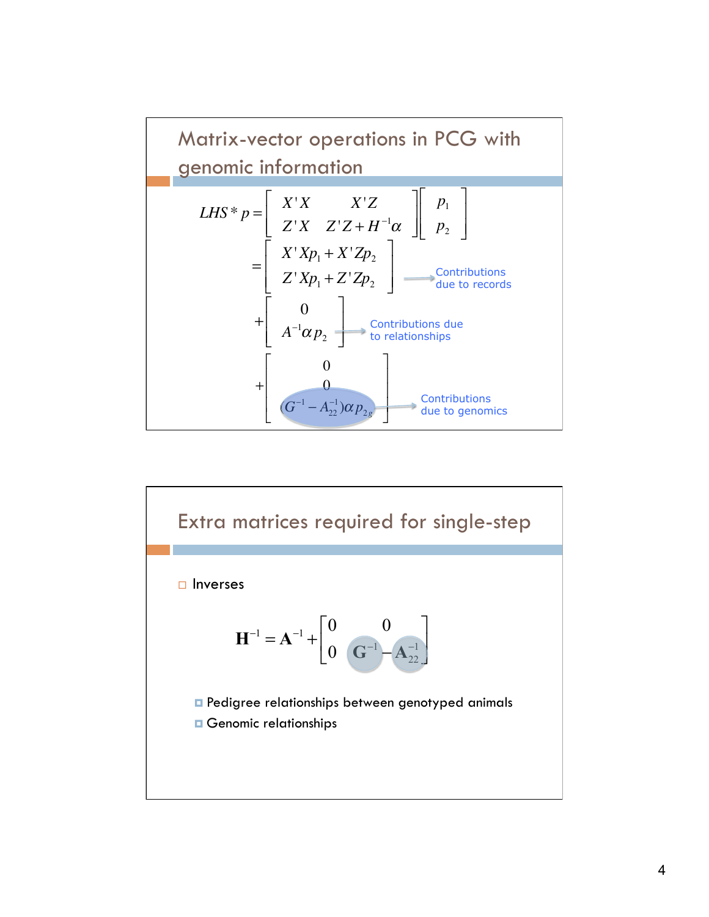## Matrix-vector operations in PCG with genomic information

$$
LHS * p = \begin{bmatrix} X'X & X'Z \\ Z'X & Z'Z + H^{-1}\alpha \end{bmatrix} \begin{bmatrix} p_1 \\ p_2 \end{bmatrix}
$$

$$
= \begin{bmatrix} X'Xp_1 + X'Zp_2 \\ Z'Xp_1 + Z'Zp_2 \end{bmatrix} \quad \text{Contributions due to records}
$$

$$
+ \begin{bmatrix} 0 \\ A^{-1}\alpha p_2 \end{bmatrix} \quad \text{Contributions due to relationships}
$$

$$
+ \begin{bmatrix} 0 \\ 0 \\ (G^{-1} - A_{22}^{-1})\alpha p_{2g} \end{bmatrix} \quad \text{Contributions due to genomics}
$$

## Extra matrices required for single-step

- Inverses

$$
\mathbf{H}^{-1} = \mathbf{A}^{-1} + \begin{bmatrix} 0 & 0 \\ 0 & \mathbf{G}^{-1} - \mathbf{A}_{22}^{-1} \end{bmatrix}
$$

  - Pedigree relationships between genotyped animals
  - Genomic relationships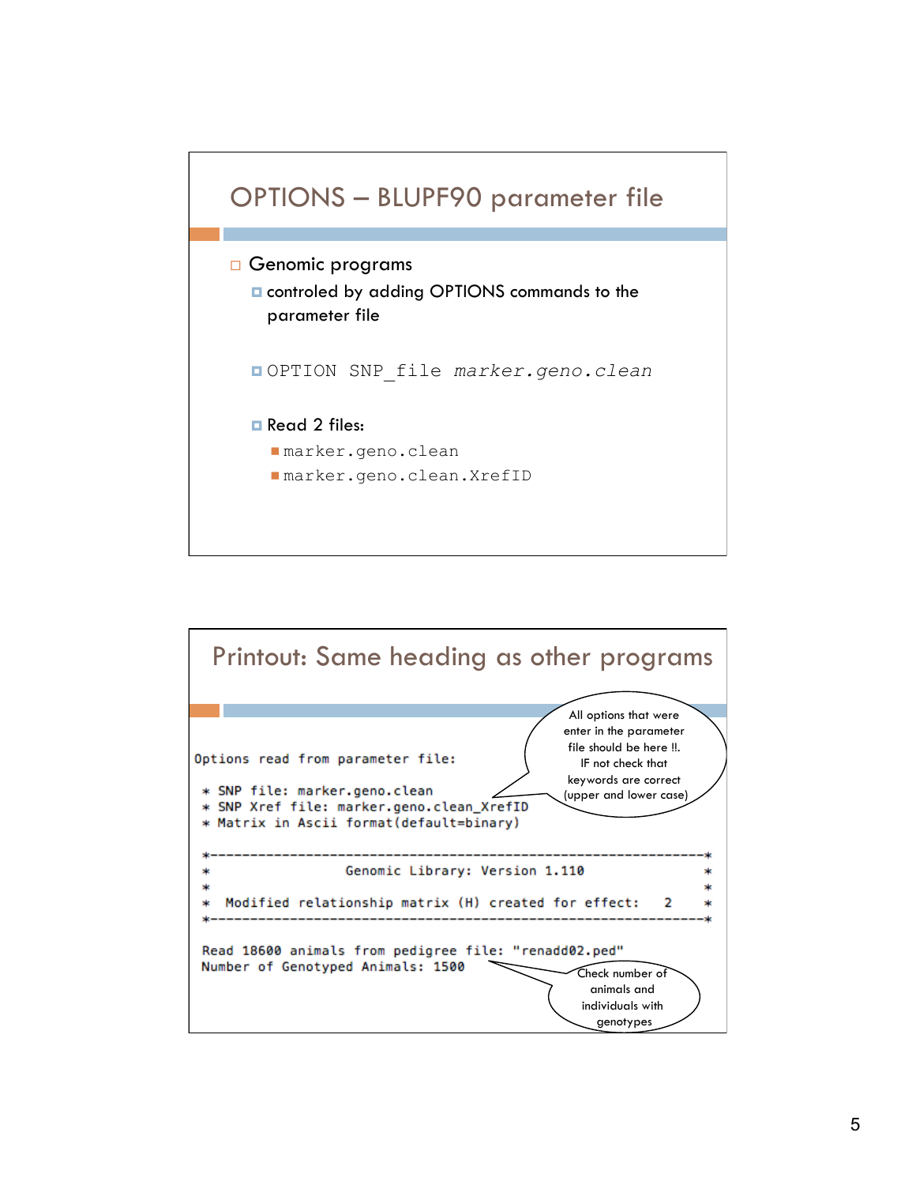## OPTIONS – BLUPF90 parameter file

- Genomic programs
  - controled by adding OPTIONS commands to the parameter file
  - `OPTION SNP_file` *`marker.geno.clean`*
  - Read 2 files:
    - `marker.geno.clean`
    - `marker.geno.clean.XrefID`

## Printout: Same heading as other programs

```
Options read from parameter file:

 * SNP file: marker.geno.clean
 * SNP Xref file: marker.geno.clean_XrefID
 * Matrix in Ascii format(default=binary)

 *---------------------------------------------------------------*
 *                Genomic Library: Version 1.110                 *
 *                                                               *
 *  Modified relationship matrix (H) created for effect:   2     *
 *---------------------------------------------------------------*

 Read 18600 animals from pedigree file: "renadd02.ped"
 Number of Genotyped Animals: 1500
```

All options that were enter in the parameter file should be here !!. IF not check that keywords are correct (upper and lower case)

Check number of animals and individuals with genotypes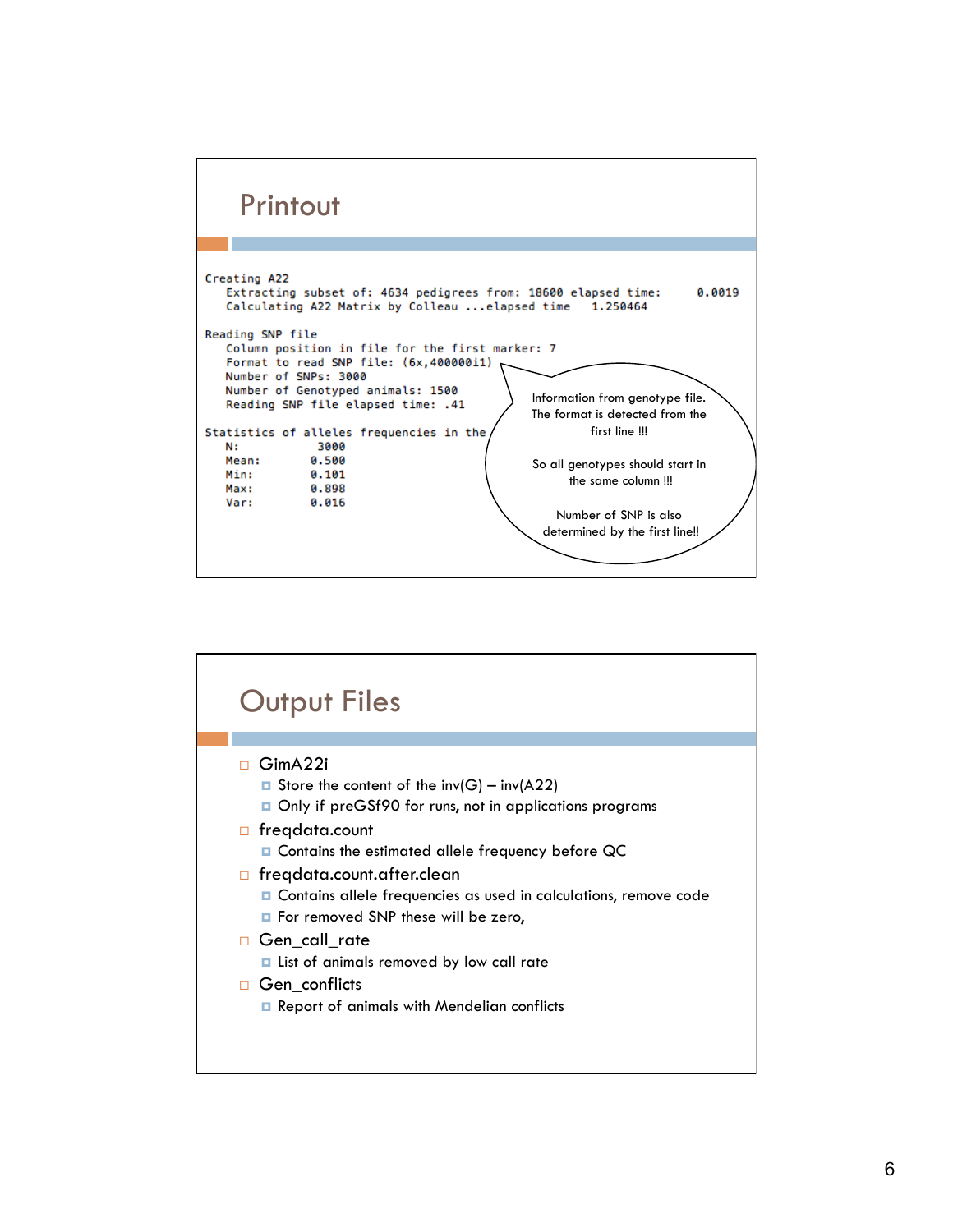## Printout

```
Creating A22
   Extracting subset of: 4634 pedigrees from: 18600 elapsed time:     0.0019
   Calculating A22 Matrix by Colleau ...elapsed time   1.250464

Reading SNP file
   Column position in file for the first marker: 7
   Format to read SNP file: (6x,400000i1)
   Number of SNPs: 3000
   Number of Genotyped animals: 1500
   Reading SNP file elapsed time: .41

Statistics of alleles frequencies in the
   N:           3000
   Mean:        0.500
   Min:         0.101
   Max:         0.898
   Var:         0.016
```

Information from genotype file. The format is detected from the first line !!!

So all genotypes should start in the same column !!!

Number of SNP is also determined by the first line!!

## Output Files

- GimA22i
  - Store the content of the inv(G) – inv(A22)
  - Only if preGSf90 for runs, not in applications programs
- freqdata.count
  - Contains the estimated allele frequency before QC
- freqdata.count.after.clean
  - Contains allele frequencies as used in calculations, remove code
  - For removed SNP these will be zero,
- Gen_call_rate
  - List of animals removed by low call rate
- Gen_conflicts
  - Report of animals with Mendelian conflicts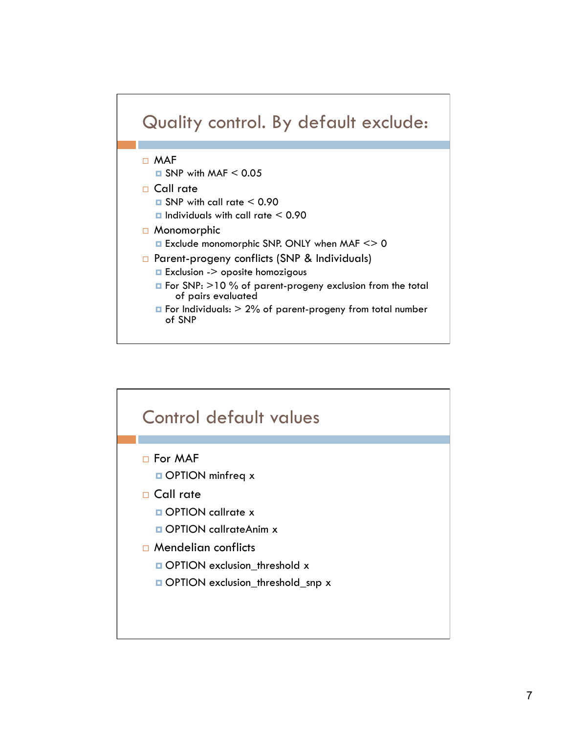## Quality control. By default exclude:

- MAF
  - SNP with MAF < 0.05
- Call rate
  - SNP with call rate < 0.90
  - Individuals with call rate < 0.90
- Monomorphic
  - Exclude monomorphic SNP. ONLY when MAF <> 0
- Parent-progeny conflicts (SNP & Individuals)
  - Exclusion -> oposite homozigous
  - For SNP: >10 % of parent-progeny exclusion from the total of pairs evaluated
  - For Individuals: > 2% of parent-progeny from total number of SNP

## Control default values

- For MAF
  - OPTION minfreq x
- Call rate
  - OPTION callrate x
  - OPTION callrateAnim x
- Mendelian conflicts
  - OPTION exclusion_threshold x
  - OPTION exclusion_threshold_snp x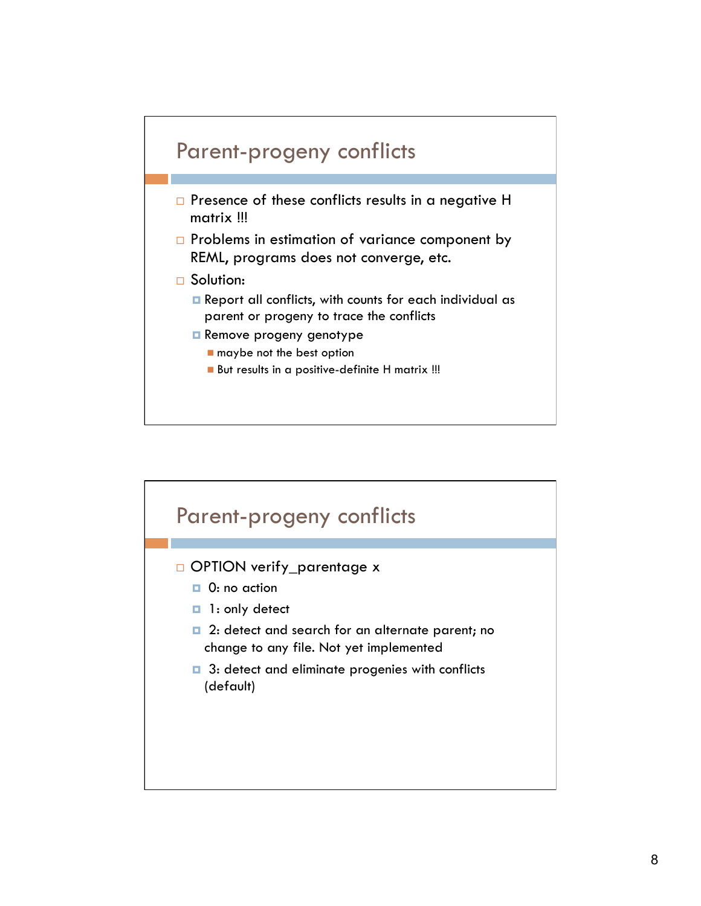## Parent-progeny conflicts

- Presence of these conflicts results in a negative H matrix !!!
- Problems in estimation of variance component by REML, programs does not converge, etc.
- Solution:
  - Report all conflicts, with counts for each individual as parent or progeny to trace the conflicts
  - Remove progeny genotype
    - maybe not the best option
    - But results in a positive-definite H matrix !!!

## Parent-progeny conflicts

- OPTION verify_parentage x
  - 0: no action
  - 1: only detect
  - 2: detect and search for an alternate parent; no change to any file. Not yet implemented
  - 3: detect and eliminate progenies with conflicts (default)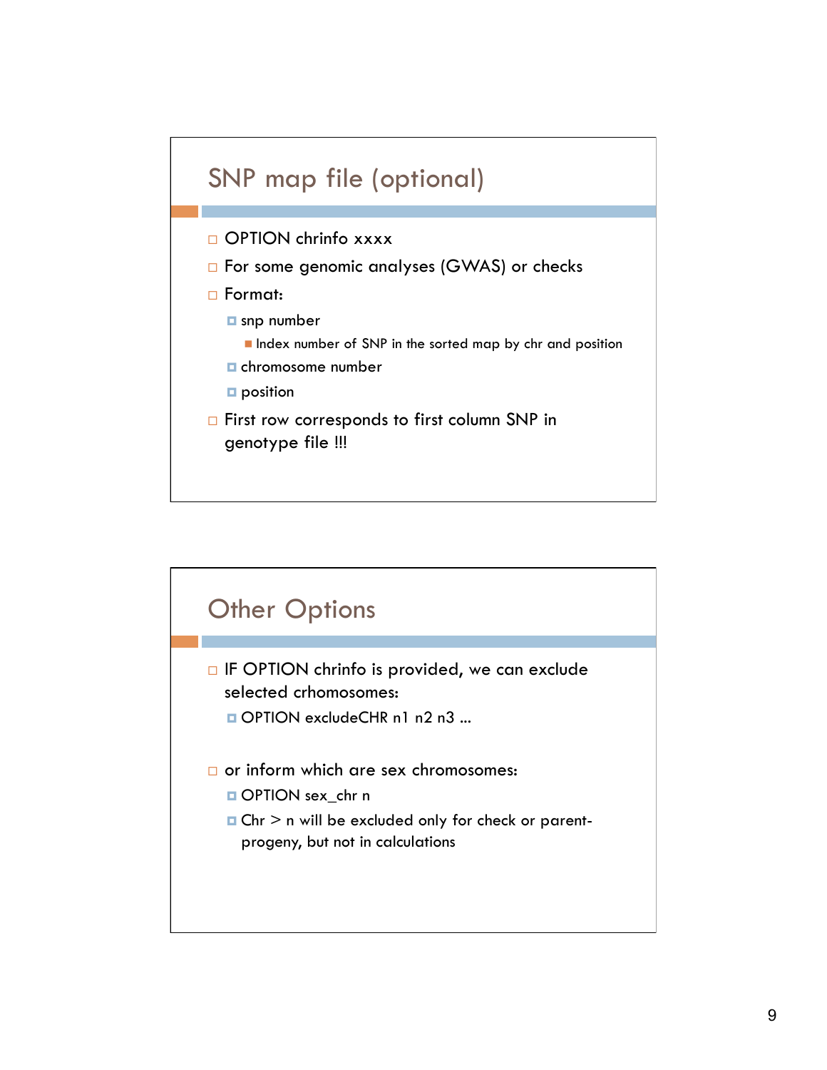## SNP map file (optional)

- OPTION chrinfo xxxx
- For some genomic analyses (GWAS) or checks
- Format:
  - snp number
    - Index number of SNP in the sorted map by chr and position
  - chromosome number
  - position
- First row corresponds to first column SNP in genotype file !!!

## Other Options

- IF OPTION chrinfo is provided, we can exclude selected crhomosomes:
  - OPTION excludeCHR n1 n2 n3 …

- or inform which are sex chromosomes:
  - OPTION sex_chr n
  - Chr > n will be excluded only for check or parent-progeny, but not in calculations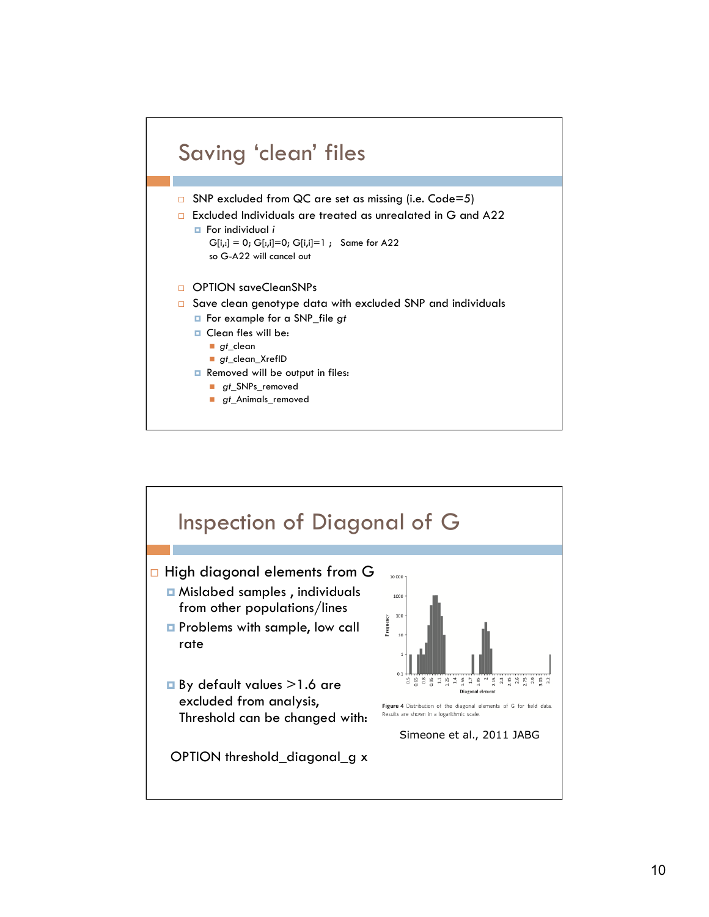## Saving 'clean' files

- SNP excluded from QC are set as missing (i.e. Code=5)
- Excluded Individuals are treated as unrealated in G and A22
  - For individual *i*
    G[i,:] = 0; G[:,i]=0; G[i,i]=1 ;   Same for A22
    so G-A22 will cancel out

- OPTION saveCleanSNPs
- Save clean genotype data with excluded SNP and individuals
  - For example for a SNP_file *gt*
  - Clean fles will be:
    - *gt*_clean
    - *gt*_clean_XrefID
  - Removed will be output in files:
    - *gt*_SNPs_removed
    - *gt*_Animals_removed

## Inspection of Diagonal of G

- High diagonal elements from G
  - Mislabed samples , individuals from other populations/lines
  - Problems with sample, low call rate

  - By default values >1.6 are excluded from analysis, Threshold can be changed with:

OPTION threshold_diagonal_g x

**Figure 4** Distribution of the diagonal elements of G for field data. Results are shown in a logarithmic scale.

Simeone et al., 2011 JABG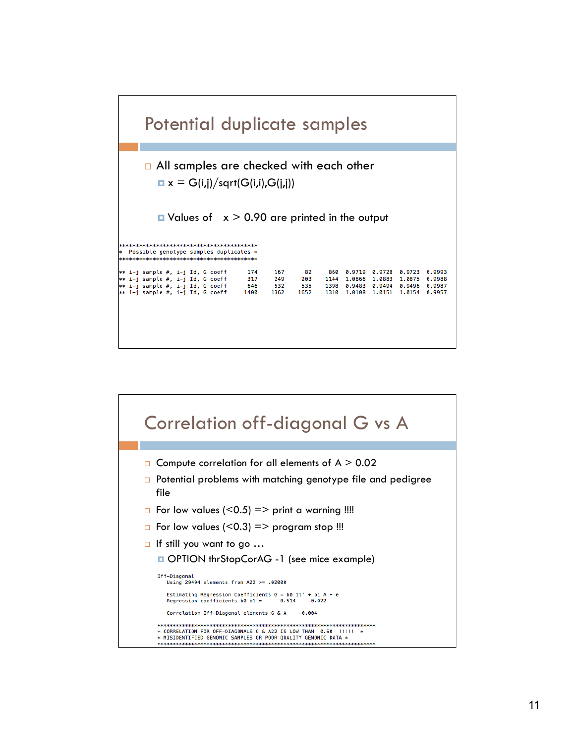## Potential duplicate samples

- All samples are checked with each other
  - x = G(i,j)/sqrt(G(i,i),G(j,j))
  - Values of x > 0.90 are printed in the output

```
********************************************
*  Possible genotype samples duplicates *
********************************************

** i-j sample #, i-j Id, G coeff      174     167      82     860  0.9719  0.9728  0.9723  0.9993
** i-j sample #, i-j Id, G coeff      317     249     203    1144  1.0866  1.0883  1.0875  0.9988
** i-j sample #, i-j Id, G coeff      646     532     535    1398  0.9483  0.9494  0.9496  0.9987
** i-j sample #, i-j Id, G coeff     1400    1362    1652    1310  1.0108  1.0151  1.0154  0.9957
```

## Correlation off-diagonal G vs A

- Compute correlation for all elements of A > 0.02
- Potential problems with matching genotype file and pedigree file
- For low values (<0.5) => print a warning !!!!
- For low values (<0.3) => program stop !!!
- If still you want to go …
  - OPTION thrStopCorAG -1 (see mice example)

```
Off-Diagonal
   Using 29494 elements from A22 >= .02000

   Estimating Regression Coefficients G = b0 11' + b1 A + e
   Regression coefficients b0 b1 =      0.514    -0.022

   Correlation Off-Diagonal elements G & A     -0.004

**********************************************************************
* CORRELATION FOR OFF-DIAGONALS G & A22 IS LOW THAN  0.50   !!!!!  *
* MISIDENTIFIED GENOMIC SAMPLES OR POOR QUALITY GENOMIC DATA *
**********************************************************************
```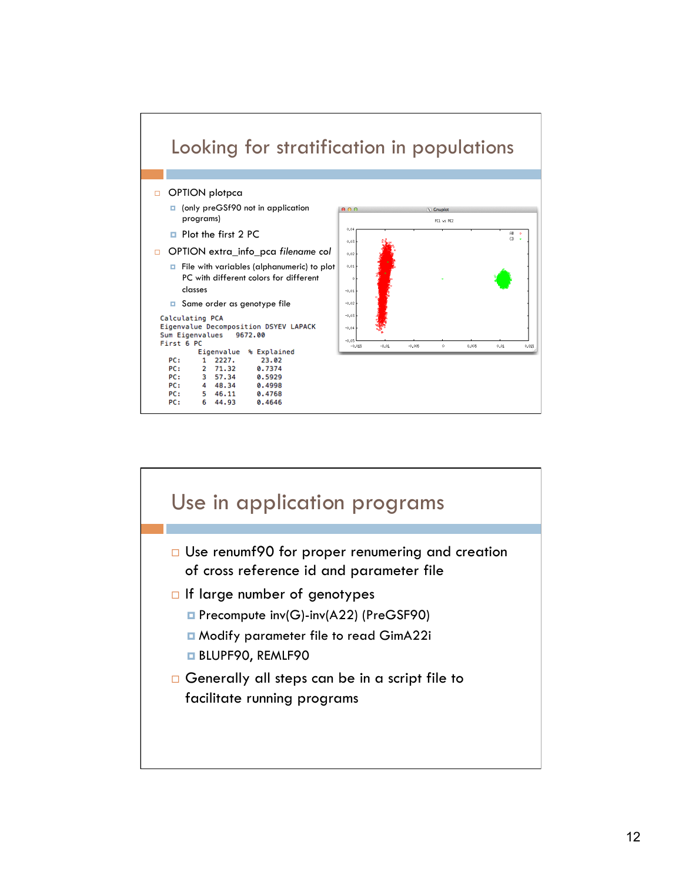## Looking for stratification in populations

- OPTION plotpca
  - (only preGSf90 not in application programs)
  - Plot the first 2 PC
- OPTION extra_info_pca *filename col*
  - File with variables (alphanumeric) to plot PC with different colors for different classes
  - Same order as genotype file

```
Calculating PCA
Eigenvalue Decomposition DSYEV LAPACK
Sum Eigenvalues    9672.00
First 6 PC
           Eigenvalue  % Explained
  PC:     1  2227.       23.02
  PC:     2  71.32      0.7374
  PC:     3  57.34      0.5929
  PC:     4  48.34      0.4998
  PC:     5  46.11      0.4768
  PC:     6  44.93      0.4646
```

Gnuplot

PC1 vs PC2

AB
CD

0.04
0.03
0.02
0.01
0
-0.01
-0.02
-0.03
-0.04
-0.05

-0.015 -0.01 -0.005 0 0.005 0.01 0.015

## Use in application programs

- Use renumf90 for proper renumering and creation of cross reference id and parameter file
- If large number of genotypes
  - Precompute inv(G)-inv(A22) (PreGSF90)
  - Modify parameter file to read GimA22i
  - BLUPF90, REMLF90
- Generally all steps can be in a script file to facilitate running programs